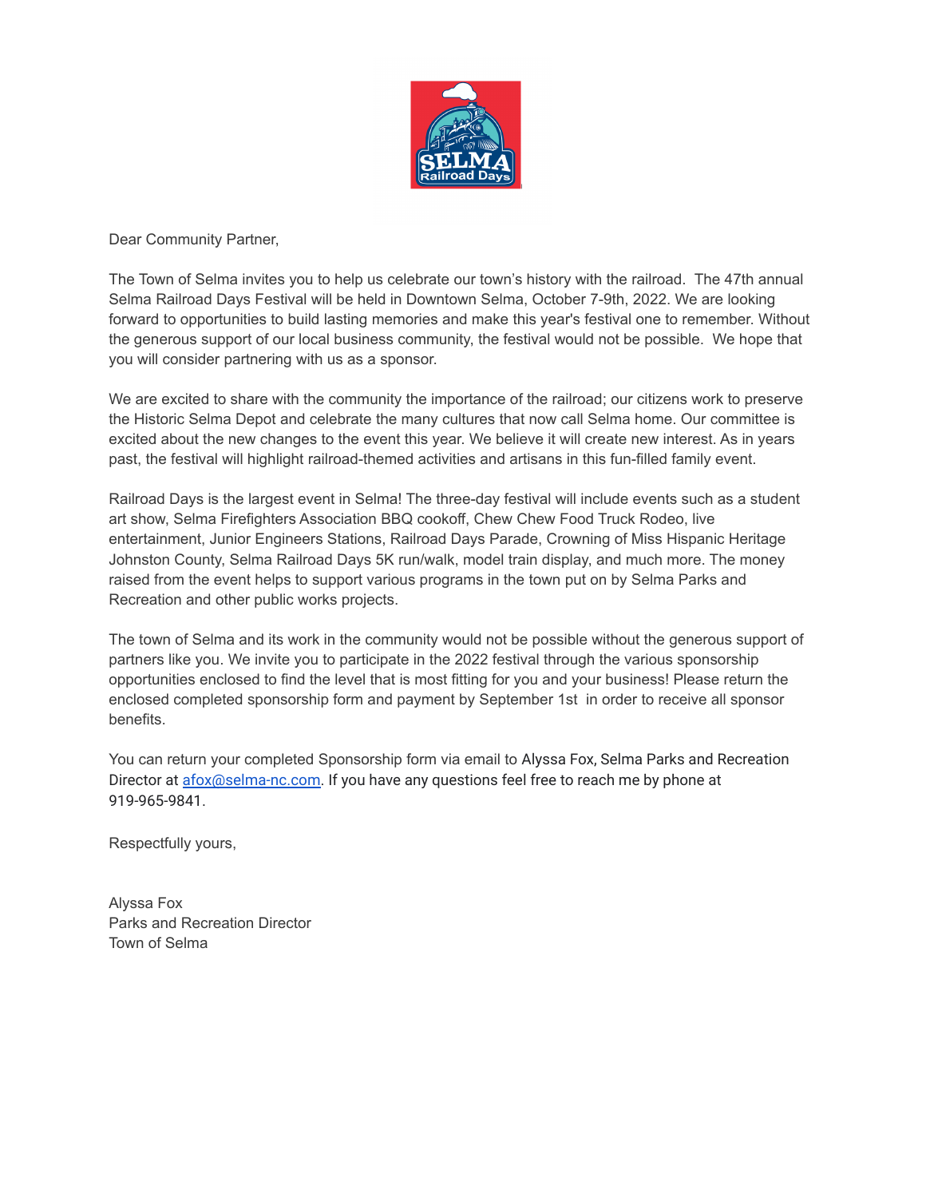Dear Community Partner,

The Town of Selma invites you to help us celebrate our town's history with the railroad. The 47th annual Selma Railroad Days Festival will be held in Downtown Selma, October 7-9th, 2022. We are looking forward to opportunities to build lasting memories and make this year's festival one to remember. Without the generous support of our local business community, the festival would not be possible. We hope that you will consider partnering with us as a sponsor.

We are excited to share with the community the importance of the railroad; our citizens work to preserve the Historic Selma Depot and celebrate the many cultures that now call Selma home. Our committee is excited about the new changes to the event this year. We believe it will create new interest. As in years past, the festival will highlight railroad-themed activities and artisans in this fun-filled family event.

Railroad Days is the largest event in Selma! The three-day festival will include events such as a student art show, Selma Firefighters Association BBQ cookoff, Chew Chew Food Truck Rodeo, live entertainment, Junior Engineers Stations, Railroad Days Parade, Crowning of Miss Hispanic Heritage Johnston County, Selma Railroad Days 5K run/walk, model train display, and much more. The money raised from the event helps to support various programs in the town put on by Selma Parks and Recreation and other public works projects.

The town of Selma and its work in the community would not be possible without the generous support of partners like you. We invite you to participate in the 2022 festival through the various sponsorship opportunities enclosed to find the level that is most fitting for you and your business! Please return the enclosed completed sponsorship form and payment by September 1st in order to receive all sponsor benefits.

You can return your completed Sponsorship form via email to Alyssa Fox, Selma Parks and Recreation Director at afox@selma-nc.com. If you have any questions feel free to reach me by phone at 919-965-9841.

Respectfully yours,

Alyssa Fox
Parks and Recreation Director
Town of Selma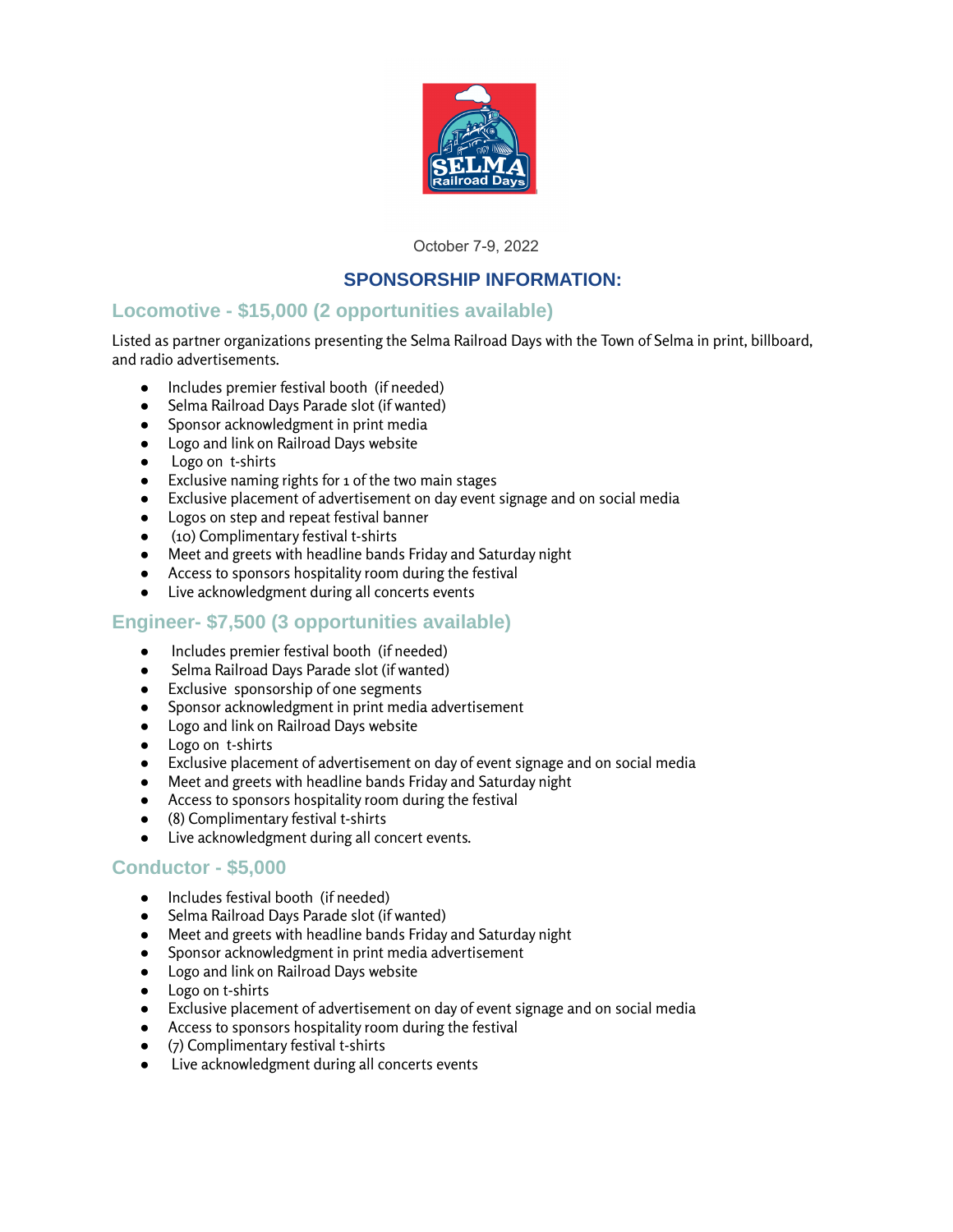October 7-9, 2022

## SPONSORSHIP INFORMATION:

### Locomotive - $15,000 (2 opportunities available)

Listed as partner organizations presenting the Selma Railroad Days with the Town of Selma in print, billboard, and radio advertisements.

- Includes premier festival booth (if needed)
- Selma Railroad Days Parade slot (if wanted)
- Sponsor acknowledgment in print media
- Logo and link on Railroad Days website
- Logo on t-shirts
- Exclusive naming rights for 1 of the two main stages
- Exclusive placement of advertisement on day event signage and on social media
- Logos on step and repeat festival banner
- (10) Complimentary festival t-shirts
- Meet and greets with headline bands Friday and Saturday night
- Access to sponsors hospitality room during the festival
- Live acknowledgment during all concerts events

### Engineer- $7,500 (3 opportunities available)

- Includes premier festival booth (if needed)
- Selma Railroad Days Parade slot (if wanted)
- Exclusive sponsorship of one segments
- Sponsor acknowledgment in print media advertisement
- Logo and link on Railroad Days website
- Logo on t-shirts
- Exclusive placement of advertisement on day of event signage and on social media
- Meet and greets with headline bands Friday and Saturday night
- Access to sponsors hospitality room during the festival
- (8) Complimentary festival t-shirts
- Live acknowledgment during all concert events.

### Conductor - $5,000

- Includes festival booth (if needed)
- Selma Railroad Days Parade slot (if wanted)
- Meet and greets with headline bands Friday and Saturday night
- Sponsor acknowledgment in print media advertisement
- Logo and link on Railroad Days website
- Logo on t-shirts
- Exclusive placement of advertisement on day of event signage and on social media
- Access to sponsors hospitality room during the festival
- (7) Complimentary festival t-shirts
- Live acknowledgment during all concerts events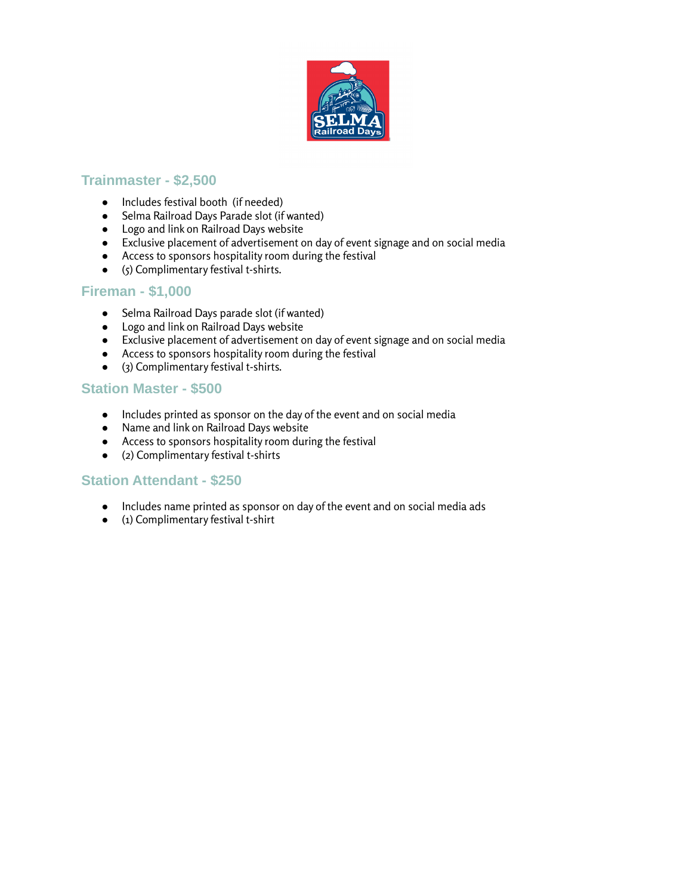## Trainmaster - $2,500

- Includes festival booth (if needed)
- Selma Railroad Days Parade slot (if wanted)
- Logo and link on Railroad Days website
- Exclusive placement of advertisement on day of event signage and on social media
- Access to sponsors hospitality room during the festival
- (5) Complimentary festival t-shirts.

## Fireman - $1,000

- Selma Railroad Days parade slot (if wanted)
- Logo and link on Railroad Days website
- Exclusive placement of advertisement on day of event signage and on social media
- Access to sponsors hospitality room during the festival
- (3) Complimentary festival t-shirts.

## Station Master - $500

- Includes printed as sponsor on the day of the event and on social media
- Name and link on Railroad Days website
- Access to sponsors hospitality room during the festival
- (2) Complimentary festival t-shirts

## Station Attendant - $250

- Includes name printed as sponsor on day of the event and on social media ads
- (1) Complimentary festival t-shirt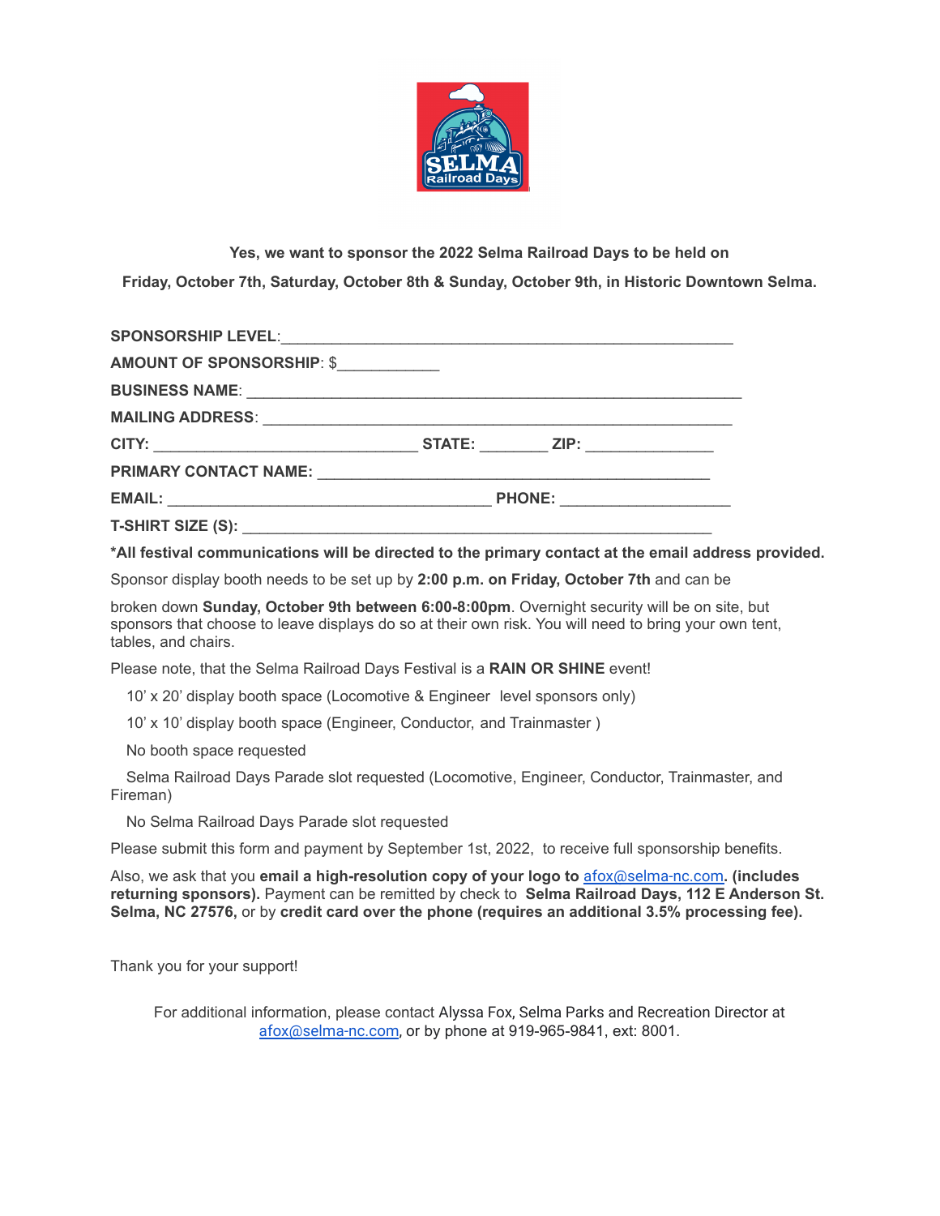**Yes, we want to sponsor the 2022 Selma Railroad Days to be held on**

**Friday, October 7th, Saturday, October 8th & Sunday, October 9th, in Historic Downtown Selma.**

**SPONSORSHIP LEVEL**:______________________________________________________

**AMOUNT OF SPONSORSHIP**: $____________

**BUSINESS NAME**: ____________________________________________________________

**MAILING ADDRESS**: _________________________________________________________

**CITY:** ______________________________ **STATE:** ________ **ZIP:** _______________

**PRIMARY CONTACT NAME:** ____________________________________________

**EMAIL:** _____________________________________ **PHONE:** ____________________

**T-SHIRT SIZE (S):** _____________________________________________________

**\*All festival communications will be directed to the primary contact at the email address provided.**

Sponsor display booth needs to be set up by **2:00 p.m. on Friday, October 7th** and can be

broken down **Sunday, October 9th between 6:00-8:00pm**. Overnight security will be on site, but sponsors that choose to leave displays do so at their own risk. You will need to bring your own tent, tables, and chairs.

Please note, that the Selma Railroad Days Festival is a **RAIN OR SHINE** event!

10' x 20' display booth space (Locomotive & Engineer level sponsors only)

10' x 10' display booth space (Engineer, Conductor, and Trainmaster )

No booth space requested

Selma Railroad Days Parade slot requested (Locomotive, Engineer, Conductor, Trainmaster, and Fireman)

No Selma Railroad Days Parade slot requested

Please submit this form and payment by September 1st, 2022, to receive full sponsorship benefits.

Also, we ask that you **email a high-resolution copy of your logo to** afox@selma-nc.com**. (includes returning sponsors).** Payment can be remitted by check to **Selma Railroad Days, 112 E Anderson St. Selma, NC 27576,** or by **credit card over the phone (requires an additional 3.5% processing fee).**

Thank you for your support!

For additional information, please contact Alyssa Fox, Selma Parks and Recreation Director at afox@selma-nc.com, or by phone at 919-965-9841, ext: 8001.